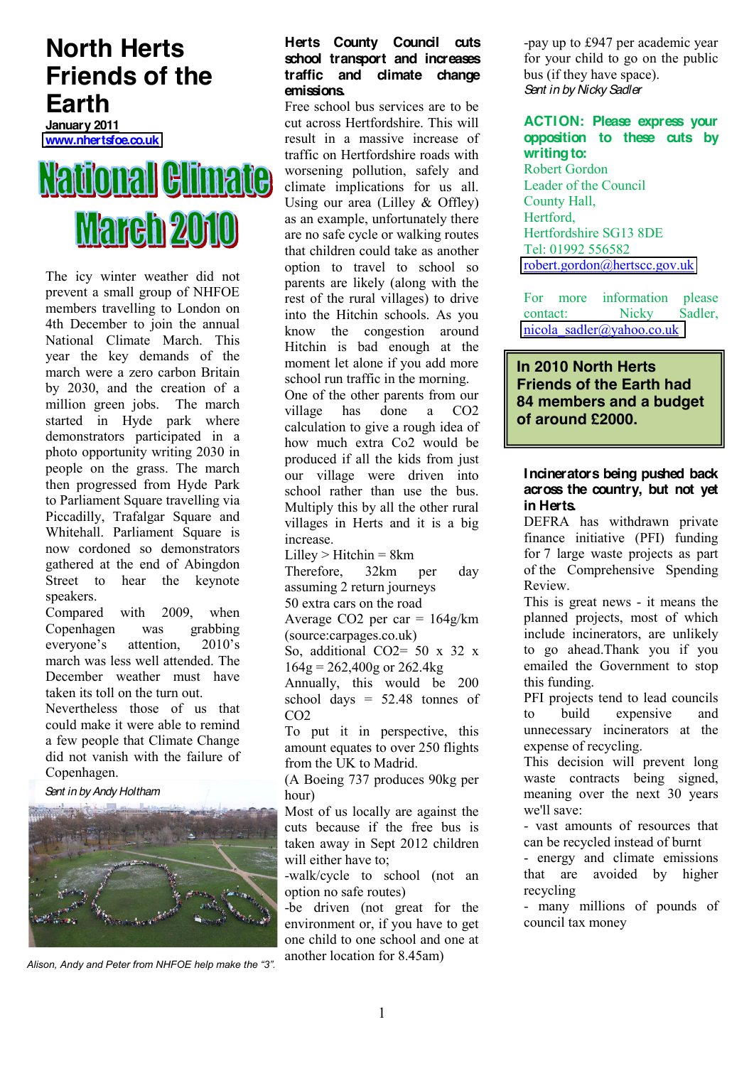# North Herts Friends of the Earth

**January 2011**

www.nhertsfoe.co.uk

## National Climate March 2010

The icy winter weather did not prevent a small group of NHFOE members travelling to London on 4th December to join the annual National Climate March. This year the key demands of the march were a zero carbon Britain by 2030, and the creation of a million green jobs. The march started in Hyde park where demonstrators participated in a photo opportunity writing 2030 in people on the grass. The march then progressed from Hyde Park to Parliament Square travelling via Piccadilly, Trafalgar Square and Whitehall. Parliament Square is now cordoned so demonstrators gathered at the end of Abingdon Street to hear the keynote speakers.

Compared with 2009, when Copenhagen was grabbing everyone's attention, 2010's march was less well attended. The December weather must have taken its toll on the turn out.

Nevertheless those of us that could make it were able to remind a few people that Climate Change did not vanish with the failure of Copenhagen.

*Sent in by Andy Holtham*

*Alison, Andy and Peter from NHFOE help make the "3".*

## Herts County Council cuts school transport and increases traffic and climate change emissions.

Free school bus services are to be cut across Hertfordshire. This will result in a massive increase of traffic on Hertfordshire roads with worsening pollution, safely and climate implications for us all. Using our area (Lilley & Offley) as an example, unfortunately there are no safe cycle or walking routes that children could take as another option to travel to school so parents are likely (along with the rest of the rural villages) to drive into the Hitchin schools. As you know the congestion around Hitchin is bad enough at the moment let alone if you add more school run traffic in the morning.

One of the other parents from our village has done a $CO_2$ calculation to give a rough idea of how much extra $Co_2$ would be produced if all the kids from just our village were driven into school rather than use the bus. Multiply this by all the other rural villages in Herts and it is a big increase.

Lilley > Hitchin = 8km

Therefore, 32km per day assuming 2 return journeys

50 extra cars on the road

Average $CO_2$ per car = 164g/km (source:carpages.co.uk)

So, additional $CO_2$= 50 x 32 x 164g = 262,400g or 262.4kg

Annually, this would be 200 school days = 52.48 tonnes of $CO_2$

To put it in perspective, this amount equates to over 250 flights from the UK to Madrid.

(A Boeing 737 produces 90kg per hour)

Most of us locally are against the cuts because if the free bus is taken away in Sept 2012 children will either have to;

-walk/cycle to school (not an option no safe routes)

-be driven (not great for the environment or, if you have to get one child to one school and one at another location for 8.45am)

-pay up to £947 per academic year for your child to go on the public bus (if they have space).

*Sent in by Nicky Sadler*

**ACTION: Please express your opposition to these cuts by writing to:**

Robert Gordon
Leader of the Council
County Hall,
Hertford,
Hertfordshire SG13 8DE
Tel: 01992 556582
robert.gordon@hertscc.gov.uk

For more information please contact: Nicky Sadler, nicola_sadler@yahoo.co.uk

**In 2010 North Herts Friends of the Earth had 84 members and a budget of around £2000.**

## Incinerators being pushed back across the country, but not yet in Herts.

DEFRA has withdrawn private finance initiative (PFI) funding for 7 large waste projects as part of the Comprehensive Spending Review.

This is great news - it means the planned projects, most of which include incinerators, are unlikely to go ahead.Thank you if you emailed the Government to stop this funding.

PFI projects tend to lead councils to build expensive and unnecessary incinerators at the expense of recycling.

This decision will prevent long waste contracts being signed, meaning over the next 30 years we'll save:

- vast amounts of resources that can be recycled instead of burnt
- energy and climate emissions that are avoided by higher recycling
- many millions of pounds of council tax money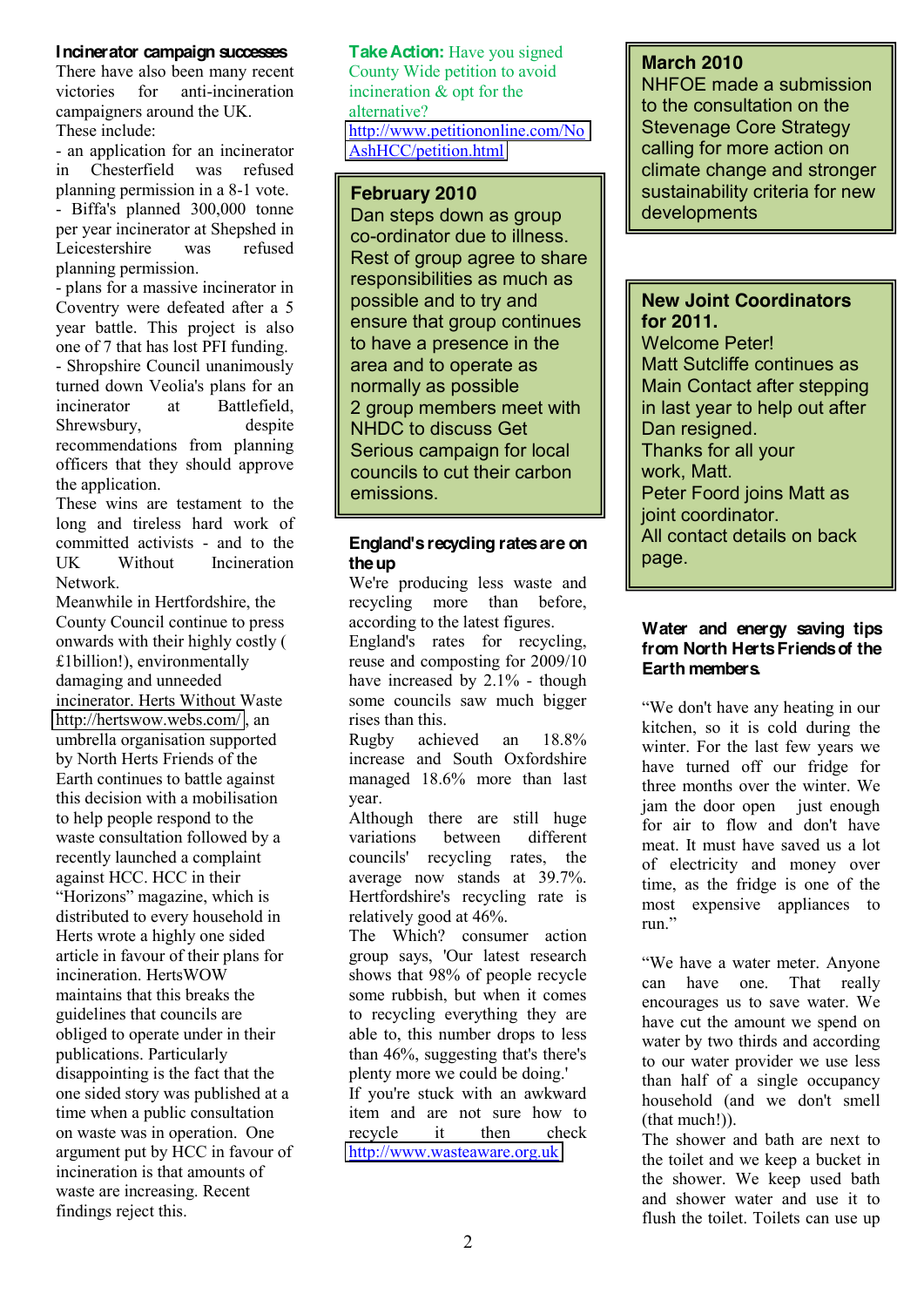### Incinerator campaign successes

There have also been many recent victories for anti-incineration campaigners around the UK.

These include:

- an application for an incinerator in Chesterfield was refused planning permission in a 8-1 vote.
- Biffa's planned 300,000 tonne per year incinerator at Shepshed in Leicestershire was refused planning permission.
- plans for a massive incinerator in Coventry were defeated after a 5 year battle. This project is also one of 7 that has lost PFI funding.
- Shropshire Council unanimously turned down Veolia's plans for an incinerator at Battlefield, Shrewsbury, despite recommendations from planning officers that they should approve the application.

These wins are testament to the long and tireless hard work of committed activists - and to the UK Without Incineration Network.

Meanwhile in Hertfordshire, the County Council continue to press onwards with their highly costly ( £1billion!), environmentally damaging and unneeded incinerator. Herts Without Waste http://hertswow.webs.com/, an umbrella organisation supported by North Herts Friends of the Earth continues to battle against this decision with a mobilisation to help people respond to the waste consultation followed by a complaint against HCC. HCC in their “Horizons” magazine, which is distributed to every household in Herts wrote a highly one sided article in favour of their plans for incineration. HertsWOW maintains that this breaks the guidelines that councils are obliged to operate under in their publications. Particularly disappointing is the fact that the one sided story was published at a time when a public consultation on waste was in operation. One argument put by HCC in favour of incineration is that amounts of waste are increasing. Recent findings reject this.

**Take Action:** Have you signed County Wide petition to avoid incineration & opt for the alternative?
http://www.petitiononline.com/NoAshHCC/petition.html

**February 2010**
Dan steps down as group co-ordinator due to illness. Rest of group agree to share responsibilities as much as possible and to try and ensure that group continues to have a presence in the area and to operate as normally as possible
2 group members meet with NHDC to discuss Get Serious campaign for local councils to cut their carbon emissions.

### England's recycling rates are on the up

We're producing less waste and recycling more than before, according to the latest figures.

England's rates for recycling, reuse and composting for 2009/10 have increased by 2.1% - though some councils saw much bigger rises than this.

Rugby achieved an 18.8% increase and South Oxfordshire managed 18.6% more than last year.

Although there are still huge variations between different councils' recycling rates, the average now stands at 39.7%. Hertfordshire's recycling rate is relatively good at 46%.

The Which? consumer action group says, 'Our latest research shows that 98% of people recycle some rubbish, but when it comes to recycling everything they are able to, this number drops to less than 46%, suggesting that's there's plenty more we could be doing.'

If you're stuck with an awkward item and are not sure how to recycle it then check http://www.wasteaware.org.uk

**March 2010**
NHFOE made a submission to the consultation on the Stevenage Core Strategy calling for more action on climate change and stronger sustainability criteria for new developments

**New Joint Coordinators for 2011.**
Welcome Peter!
Matt Sutcliffe continues as Main Contact after stepping in last year to help out after Dan resigned.
Thanks for all your work, Matt.
Peter Foord joins Matt as joint coordinator.
All contact details on back page.

### Water and energy saving tips from North Herts Friends of the Earth members.

“We don't have any heating in our kitchen, so it is cold during the winter. For the last few years we have turned off our fridge for three months over the winter. We jam the door open just enough for air to flow and don't have meat. It must have saved us a lot of electricity and money over time, as the fridge is one of the most expensive appliances to run.”

“We have a water meter. Anyone can have one. That really encourages us to save water. We have cut the amount we spend on water by two thirds and according to our water provider we use less than half of a single occupancy household (and we don't smell (that much!)).

The shower and bath are next to the toilet and we keep a bucket in the shower. We keep used bath and shower water and use it to flush the toilet. Toilets can use up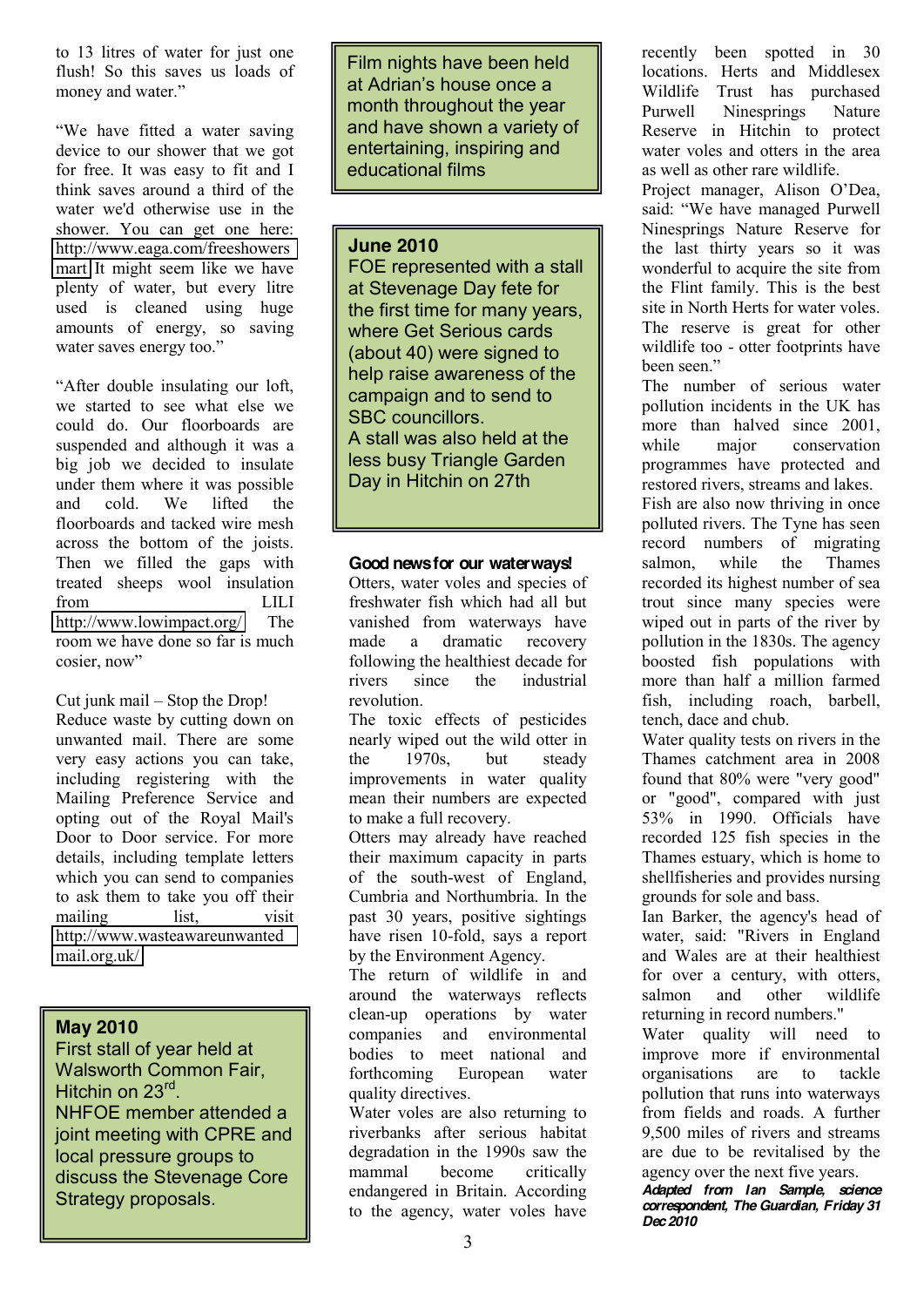to 13 litres of water for just one flush! So this saves us loads of money and water."

"We have fitted a water saving device to our shower that we got for free. It was easy to fit and I think saves around a third of the water we'd otherwise use in the shower. You can get one here: http://www.eaga.com/freeshowersmart It might seem like we have plenty of water, but every litre used is cleaned using huge amounts of energy, so saving water saves energy too."

"After double insulating our loft, we started to see what else we could do. Our floorboards are suspended and although it was a big job we decided to insulate under them where it was possible and cold. We lifted the floorboards and tacked wire mesh across the bottom of the joists. Then we filled the gaps with treated sheeps wool insulation from LILI http://www.lowimpact.org/ The room we have done so far is much cosier, now"

Cut junk mail – Stop the Drop!
Reduce waste by cutting down on unwanted mail. There are some very easy actions you can take, including registering with the Mailing Preference Service and opting out of the Royal Mail's Door to Door service. For more details, including template letters which you can send to companies to ask them to take you off their mailing list, visit http://www.wasteawareunwantedmail.org.uk/

**May 2010**
First stall of year held at Walsworth Common Fair, Hitchin on 23rd.
NHFOE member attended a joint meeting with CPRE and local pressure groups to discuss the Stevenage Core Strategy proposals.

Film nights have been held at Adrian's house once a month throughout the year and have shown a variety of entertaining, inspiring and educational films

**June 2010**
FOE represented with a stall at Stevenage Day fete for the first time for many years, where Get Serious cards (about 40) were signed to help raise awareness of the campaign and to send to SBC councillors.
A stall was also held at the less busy Triangle Garden Day in Hitchin on 27th

## Good news for our waterways!

Otters, water voles and species of freshwater fish which had all but vanished from waterways have made a dramatic recovery following the healthiest decade for rivers since the industrial revolution.

The toxic effects of pesticides nearly wiped out the wild otter in the 1970s, but steady improvements in water quality mean their numbers are expected to make a full recovery.

Otters may already have reached their maximum capacity in parts of the south-west of England, Cumbria and Northumbria. In the past 30 years, positive sightings have risen 10-fold, says a report by the Environment Agency.

The return of wildlife in and around the waterways reflects clean-up operations by water companies and environmental bodies to meet national and forthcoming European water quality directives.

Water voles are also returning to riverbanks after serious habitat degradation in the 1990s saw the mammal become critically endangered in Britain. According to the agency, water voles have recently been spotted in 30 locations. Herts and Middlesex Wildlife Trust has purchased Purwell Ninesprings Nature Reserve in Hitchin to protect water voles and otters in the area as well as other rare wildlife.

Project manager, Alison O'Dea, said: "We have managed Purwell Ninesprings Nature Reserve for the last thirty years so it was wonderful to acquire the site from the Flint family. This is the best site in North Herts for water voles. The reserve is great for other wildlife too - otter footprints have been seen."

The number of serious water pollution incidents in the UK has more than halved since 2001, while major conservation programmes have protected and restored rivers, streams and lakes.

Fish are also now thriving in once polluted rivers. The Tyne has seen record numbers of migrating salmon, while the Thames recorded its highest number of sea trout since many species were wiped out in parts of the river by pollution in the 1830s. The agency boosted fish populations with more than half a million farmed fish, including roach, barbell, tench, dace and chub.

Water quality tests on rivers in the Thames catchment area in 2008 found that 80% were "very good" or "good", compared with just 53% in 1990. Officials have recorded 125 fish species in the Thames estuary, which is home to shellfisheries and provides nursing grounds for sole and bass.

Ian Barker, the agency's head of water, said: "Rivers in England and Wales are at their healthiest for over a century, with otters, salmon and other wildlife returning in record numbers."

Water quality will need to improve more if environmental organisations are to tackle pollution that runs into waterways from fields and roads. A further 9,500 miles of rivers and streams are due to be revitalised by the agency over the next five years.

***Adapted from Ian Sample, science correspondent, The Guardian, Friday 31 Dec 2010***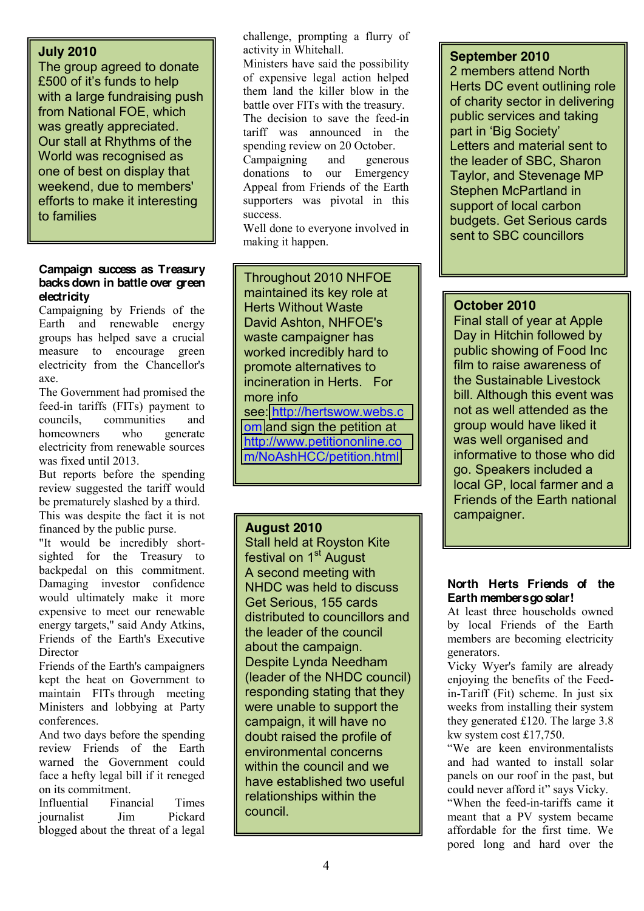**July 2010**

The group agreed to donate £500 of it's funds to help with a large fundraising push from National FOE, which was greatly appreciated.

Our stall at Rhythms of the World was recognised as one of best on display that weekend, due to members' efforts to make it interesting to families

### Campaign success as Treasury backs down in battle over green electricity

Campaigning by Friends of the Earth and renewable energy groups has helped save a crucial measure to encourage green electricity from the Chancellor's axe.

The Government had promised the feed-in tariffs (FITs) payment to councils, communities and homeowners who generate electricity from renewable sources was fixed until 2013.

But reports before the spending review suggested the tariff would be prematurely slashed by a third.

This was despite the fact it is not financed by the public purse.

"It would be incredibly short-sighted for the Treasury to backpedal on this commitment. Damaging investor confidence would ultimately make it more expensive to meet our renewable energy targets," said Andy Atkins, Friends of the Earth's Executive Director

Friends of the Earth's campaigners kept the heat on Government to maintain FITs through meeting Ministers and lobbying at Party conferences.

And two days before the spending review Friends of the Earth warned the Government could face a hefty legal bill if it reneged on its commitment.

Influential Financial Times journalist Jim Pickard blogged about the threat of a legal challenge, prompting a flurry of activity in Whitehall.

Ministers have said the possibility of expensive legal action helped them land the killer blow in the battle over FITs with the treasury.

The decision to save the feed-in tariff was announced in the spending review on 20 October.

Campaigning and generous donations to our Emergency Appeal from Friends of the Earth supporters was pivotal in this success.

Well done to everyone involved in making it happen.

Throughout 2010 NHFOE maintained its key role at Herts Without Waste David Ashton, NHFOE's waste campaigner has worked incredibly hard to promote alternatives to incineration in Herts. For more info see: http://hertswow.webs.com and sign the petition at http://www.petitiononline.com/NoAshHCC/petition.html

**August 2010**

Stall held at Royston Kite festival on 1st August

A second meeting with NHDC was held to discuss Get Serious, 155 cards distributed to councillors and the leader of the council about the campaign.

Despite Lynda Needham (leader of the NHDC council) responding stating that they were unable to support the campaign, it will have no doubt raised the profile of environmental concerns within the council and we have established two useful relationships within the council.

**September 2010**

2 members attend North Herts DC event outlining role of charity sector in delivering public services and taking part in 'Big Society'

Letters and material sent to the leader of SBC, Sharon Taylor, and Stevenage MP Stephen McPartland in support of local carbon budgets. Get Serious cards sent to SBC councillors

**October 2010**

Final stall of year at Apple Day in Hitchin followed by public showing of Food Inc film to raise awareness of the Sustainable Livestock bill. Although this event was not as well attended as the group would have liked it was well organised and informative to those who did go. Speakers included a local GP, local farmer and a Friends of the Earth national campaigner.

### North Herts Friends of the Earth members go solar!

At least three households owned by local Friends of the Earth members are becoming electricity generators.

Vicky Wyer's family are already enjoying the benefits of the Feed-in-Tariff (Fit) scheme. In just six weeks from installing their system they generated £120. The large 3.8 kw system cost £17,750.

"We are keen environmentalists and had wanted to install solar panels on our roof in the past, but could never afford it" says Vicky.

"When the feed-in-tariffs came it meant that a PV system became affordable for the first time. We pored long and hard over the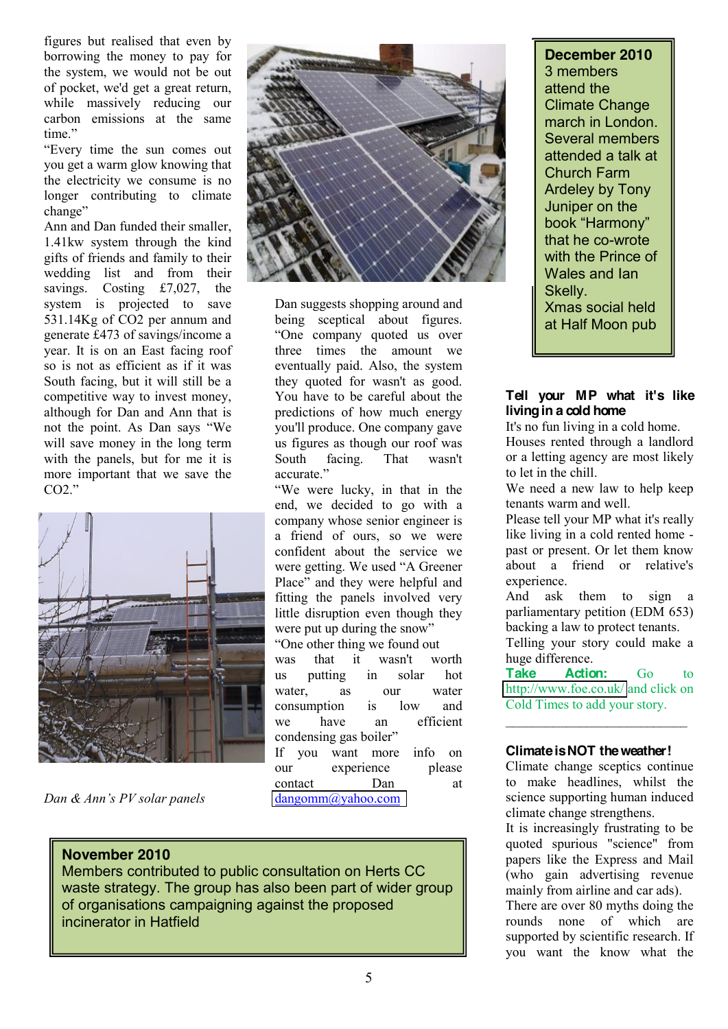figures but realised that even by borrowing the money to pay for the system, we would not be out of pocket, we'd get a great return, while massively reducing our carbon emissions at the same time."

"Every time the sun comes out you get a warm glow knowing that the electricity we consume is no longer contributing to climate change"

Ann and Dan funded their smaller, 1.41kw system through the kind gifts of friends and family to their wedding list and from their savings. Costing £7,027, the system is projected to save 531.14Kg of $CO_2$ per annum and generate £473 of savings/income a year. It is on an East facing roof so is not as efficient as if it was South facing, but it will still be a competitive way to invest money, although for Dan and Ann that is not the point. As Dan says "We will save money in the long term with the panels, but for me it is more important that we save the $CO_2$."

*Dan & Ann's PV solar panels*

Dan suggests shopping around and being sceptical about figures. "One company quoted us over three times the amount we eventually paid. Also, the system they quoted for wasn't as good. You have to be careful about the predictions of how much energy you'll produce. One company gave us figures as though our roof was South facing. That wasn't accurate."

"We were lucky, in that in the end, we decided to go with a company whose senior engineer is a friend of ours, so we were confident about the service we were getting. We used "A Greener Place" and they were helpful and fitting the panels involved very little disruption even though they were put up during the snow"

"One other thing we found out was that it wasn't worth us putting in solar hot water, as our water consumption is low and we have an efficient condensing gas boiler"

If you want more info on our experience please contact Dan at dangomm@yahoo.com

**November 2010**
Members contributed to public consultation on Herts CC waste strategy. The group has also been part of wider group of organisations campaigning against the proposed incinerator in Hatfield

**December 2010**
3 members attend the Climate Change march in London. Several members attended a talk at Church Farm Ardeley by Tony Juniper on the book "Harmony" that he co-wrote with the Prince of Wales and Ian Skelly.
Xmas social held at Half Moon pub

### Tell your MP what it's like living in a cold home

It's no fun living in a cold home. Houses rented through a landlord or a letting agency are most likely to let in the chill.

We need a new law to help keep tenants warm and well.

Please tell your MP what it's really like living in a cold rented home - past or present. Or let them know about a friend or relative's experience.

And ask them to sign a parliamentary petition (EDM 653) backing a law to protect tenants.

Telling your story could make a huge difference.

**Take Action:** Go to http://www.foe.co.uk/ and click on Cold Times to add your story.

---

### Climate is NOT the weather!

Climate change sceptics continue to make headlines, whilst the science supporting human induced climate change strengthens.

It is increasingly frustrating to be quoted spurious "science" from papers like the Express and Mail (who gain advertising revenue mainly from airline and car ads).

There are over 80 myths doing the rounds none of which are supported by scientific research. If you want the know what the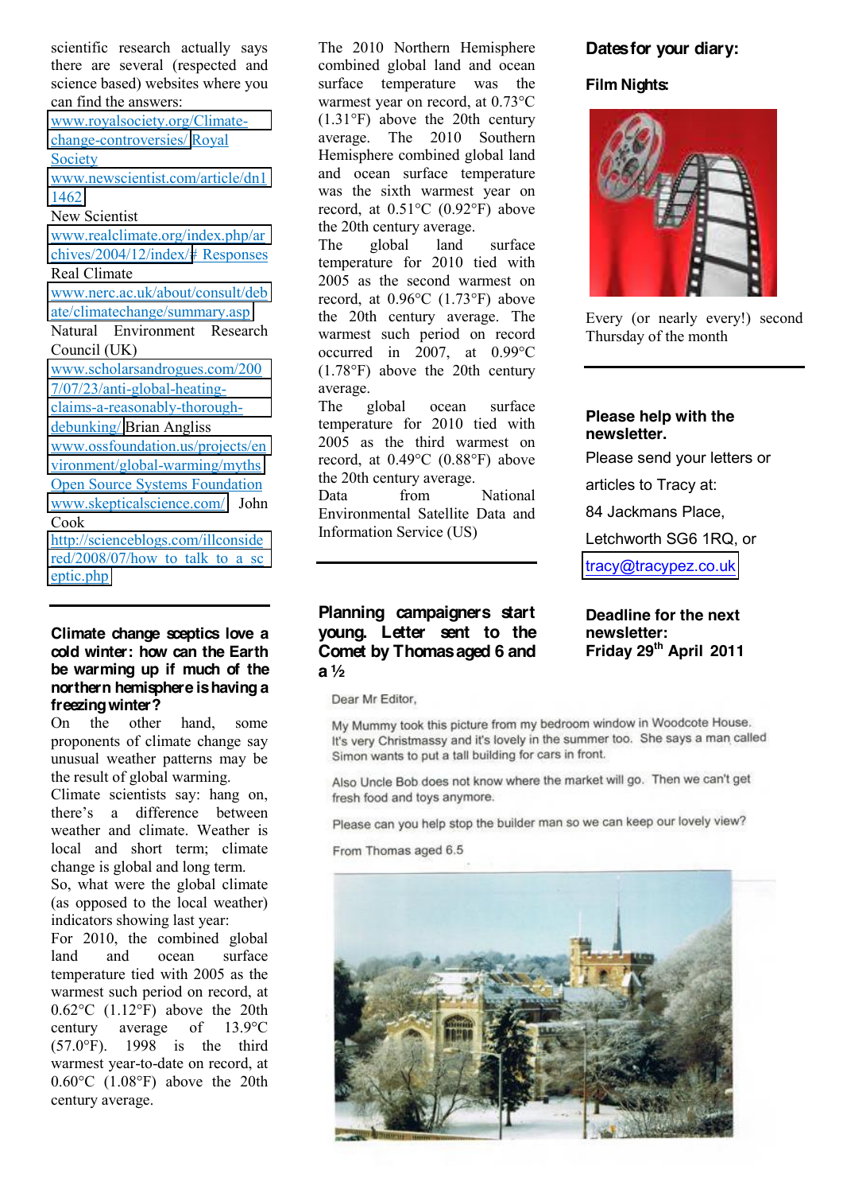scientific research actually says there are several (respected and science based) websites where you can find the answers:

www.royalsociety.org/Climate-change-controversies/ Royal Society

www.newscientist.com/article/dn11462 New Scientist

www.realclimate.org/index.php/archives/2004/12/index/# Responses Real Climate

www.nerc.ac.uk/about/consult/debate/climatechange/summary.asp Natural Environment Research Council (UK)

www.scholarsandrogues.com/2007/07/23/anti-global-heating-claims-a-reasonably-thorough-debunking/ Brian Angliss

www.ossfoundation.us/projects/environment/global-warming/myths Open Source Systems Foundation

www.skepticalscience.com/ John Cook

http://scienceblogs.com/illconsidered/2008/07/how_to_talk_to_a_sceptic.php

**Climate change sceptics love a cold winter: how can the Earth be warming up if much of the northern hemisphere is having a freezing winter?**

On the other hand, some proponents of climate change say unusual weather patterns may be the result of global warming.

Climate scientists say: hang on, there's a difference between weather and climate. Weather is local and short term; climate change is global and long term.

So, what were the global climate (as opposed to the local weather) indicators showing last year:

For 2010, the combined global land and ocean surface temperature tied with 2005 as the warmest such period on record, at 0.62°C (1.12°F) above the 20th century average of 13.9°C (57.0°F). 1998 is the third warmest year-to-date on record, at 0.60°C (1.08°F) above the 20th century average.

The 2010 Northern Hemisphere combined global land and ocean surface temperature was the warmest year on record, at 0.73°C (1.31°F) above the 20th century average. The 2010 Southern Hemisphere combined global land and ocean surface temperature was the sixth warmest year on record, at 0.51°C (0.92°F) above the 20th century average.

The global land surface temperature for 2010 tied with 2005 as the second warmest on record, at 0.96°C (1.73°F) above the 20th century average. The warmest such period on record occurred in 2007, at 0.99°C (1.78°F) above the 20th century average.

The global ocean surface temperature for 2010 tied with 2005 as the third warmest on record, at 0.49°C (0.88°F) above the 20th century average.

Data from National Environmental Satellite Data and Information Service (US)

**Planning campaigners start young. Letter sent to the Comet by Thomas aged 6 and a ½**

Dear Mr Editor,

My Mummy took this picture from my bedroom window in Woodcote House. It's very Christmassy and it's lovely in the summer too. She says a man called Simon wants to put a tall building for cars in front.

Also Uncle Bob does not know where the market will go. Then we can't get fresh food and toys anymore.

Please can you help stop the builder man so we can keep our lovely view?

From Thomas aged 6.5

**Dates for your diary:**

**Film Nights:**

Every (or nearly every!) second Thursday of the month

**Please help with the newsletter.**

Please send your letters or articles to Tracy at:

84 Jackmans Place,

Letchworth SG6 1RQ, or

tracy@tracypez.co.uk

**Deadline for the next newsletter:**
**Friday 29th April 2011**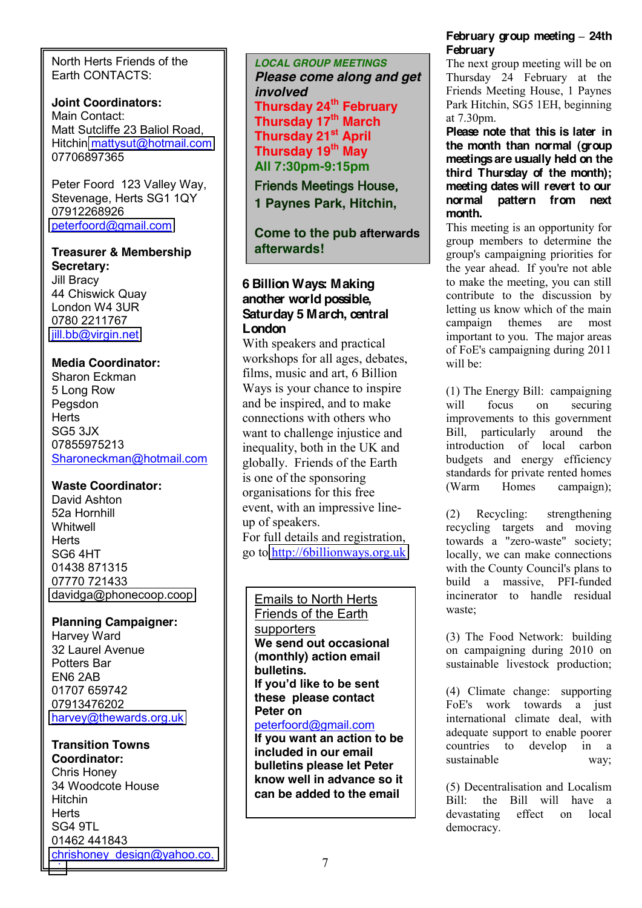North Herts Friends of the Earth CONTACTS:

**Joint Coordinators:**
Main Contact:
Matt Sutcliffe 23 Baliol Road, Hitchin mattysut@hotmail.com
07706897365

Peter Foord 123 Valley Way, Stevenage, Herts SG1 1QY
07912268926
peterfoord@gmail.com

**Treasurer & Membership Secretary:**
Jill Bracy
44 Chiswick Quay
London W4 3UR
0780 2211767
jill.bb@virgin.net

**Media Coordinator:**
Sharon Eckman
5 Long Row
Pegsdon
Herts
SG5 3JX
07855975213
Sharoneckman@hotmail.com

**Waste Coordinator:**
David Ashton
52a Hornhill
Whitwell
Herts
SG6 4HT
01438 871315
07770 721433
davidga@phonecoop.coop

**Planning Campaigner:**
Harvey Ward
32 Laurel Avenue
Potters Bar
EN6 2AB
01707 659742
07913476202
harvey@thewards.org.uk

**Transition Towns Coordinator:**
Chris Honey
34 Woodcote House
Hitchin
Herts
SG4 9TL
01462 441843
chrishoney_design@yahoo.co.uk

---

***LOCAL GROUP MEETINGS***

***Please come along and get involved***

**Thursday 24th February**
**Thursday 17th March**
**Thursday 21st April**
**Thursday 19th May**
**All 7:30pm-9:15pm**

**Friends Meetings House, 1 Paynes Park, Hitchin,**

**Come to the pub afterwards afterwards!**

---

### 6 Billion Ways: Making another world possible, Saturday 5 March, central London

With speakers and practical workshops for all ages, debates, films, music and art, 6 Billion Ways is your chance to inspire and be inspired, and to make connections with others who want to challenge injustice and inequality, both in the UK and globally. Friends of the Earth is one of the sponsoring organisations for this free event, with an impressive line-up of speakers.

For full details and registration, go to http://6billionways.org.uk

---

Emails to North Herts Friends of the Earth supporters

**We send out occasional (monthly) action email bulletins.**

**If you'd like to be sent these please contact Peter on** peterfoord@gmail.com

**If you want an action to be included in our email bulletins please let Peter know well in advance so it can be added to the email**

---

### February group meeting – 24th February

The next group meeting will be on Thursday 24 February at the Friends Meeting House, 1 Paynes Park Hitchin, SG5 1EH, beginning at 7.30pm.

**Please note that this is later in the month than normal (group meetings are usually held on the third Thursday of the month); meeting dates will revert to our normal pattern from next month.**

This meeting is an opportunity for group members to determine the group's campaigning priorities for the year ahead. If you're not able to make the meeting, you can still contribute to the discussion by letting us know which of the main campaign themes are most important to you. The major areas of FoE's campaigning during 2011 will be:

(1) The Energy Bill: campaigning will focus on securing improvements to this government Bill, particularly around the introduction of local carbon budgets and energy efficiency standards for private rented homes (Warm Homes campaign);

(2) Recycling: strengthening recycling targets and moving towards a "zero-waste" society; locally, we can make connections with the County Council's plans to build a massive, PFI-funded incinerator to handle residual waste;

(3) The Food Network: building on campaigning during 2010 on sustainable livestock production;

(4) Climate change: supporting FoE's work towards a just international climate deal, with adequate support to enable poorer countries to develop in a sustainable way;

(5) Decentralisation and Localism Bill: the Bill will have a devastating effect on local democracy.